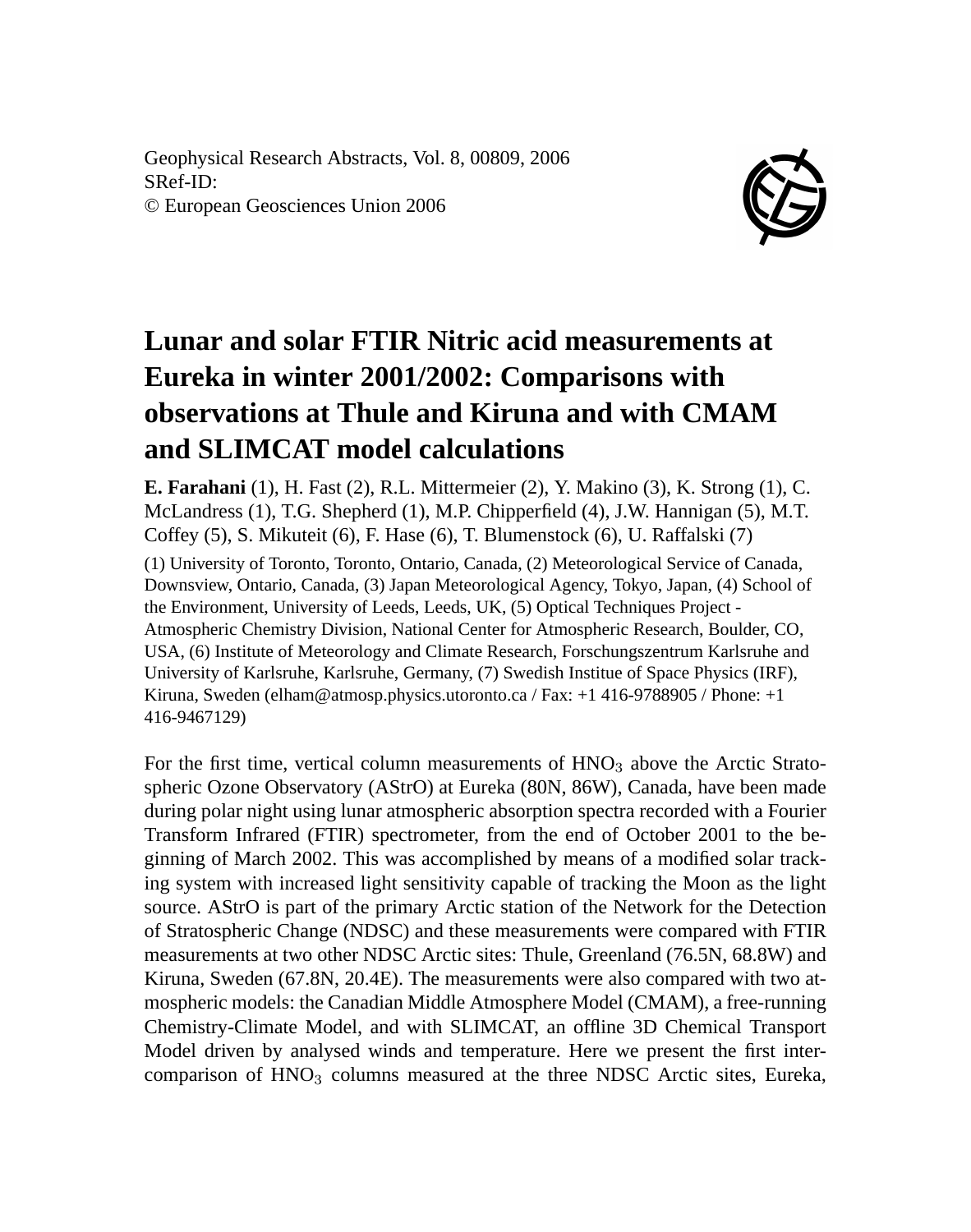Geophysical Research Abstracts, Vol. 8, 00809, 2006
SRef-ID:
© European Geosciences Union 2006

# Lunar and solar FTIR Nitric acid measurements at Eureka in winter 2001/2002: Comparisons with observations at Thule and Kiruna and with CMAM and SLIMCAT model calculations

**E. Farahani** (1), H. Fast (2), R.L. Mittermeier (2), Y. Makino (3), K. Strong (1), C. McLandress (1), T.G. Shepherd (1), M.P. Chipperfield (4), J.W. Hannigan (5), M.T. Coffey (5), S. Mikuteit (6), F. Hase (6), T. Blumenstock (6), U. Raffalski (7)

(1) University of Toronto, Toronto, Ontario, Canada, (2) Meteorological Service of Canada, Downsview, Ontario, Canada, (3) Japan Meteorological Agency, Tokyo, Japan, (4) School of the Environment, University of Leeds, Leeds, UK, (5) Optical Techniques Project - Atmospheric Chemistry Division, National Center for Atmospheric Research, Boulder, CO, USA, (6) Institute of Meteorology and Climate Research, Forschungszentrum Karlsruhe and University of Karlsruhe, Karlsruhe, Germany, (7) Swedish Institue of Space Physics (IRF), Kiruna, Sweden (elham@atmosp.physics.utoronto.ca / Fax: +1 416-9788905 / Phone: +1 416-9467129)

For the first time, vertical column measurements of $HNO_3$ above the Arctic Stratospheric Ozone Observatory (AStrO) at Eureka (80N, 86W), Canada, have been made during polar night using lunar atmospheric absorption spectra recorded with a Fourier Transform Infrared (FTIR) spectrometer, from the end of October 2001 to the beginning of March 2002. This was accomplished by means of a modified solar tracking system with increased light sensitivity capable of tracking the Moon as the light source. AStrO is part of the primary Arctic station of the Network for the Detection of Stratospheric Change (NDSC) and these measurements were compared with FTIR measurements at two other NDSC Arctic sites: Thule, Greenland (76.5N, 68.8W) and Kiruna, Sweden (67.8N, 20.4E). The measurements were also compared with two atmospheric models: the Canadian Middle Atmosphere Model (CMAM), a free-running Chemistry-Climate Model, and with SLIMCAT, an offline 3D Chemical Transport Model driven by analysed winds and temperature. Here we present the first intercomparison of $HNO_3$ columns measured at the three NDSC Arctic sites, Eureka,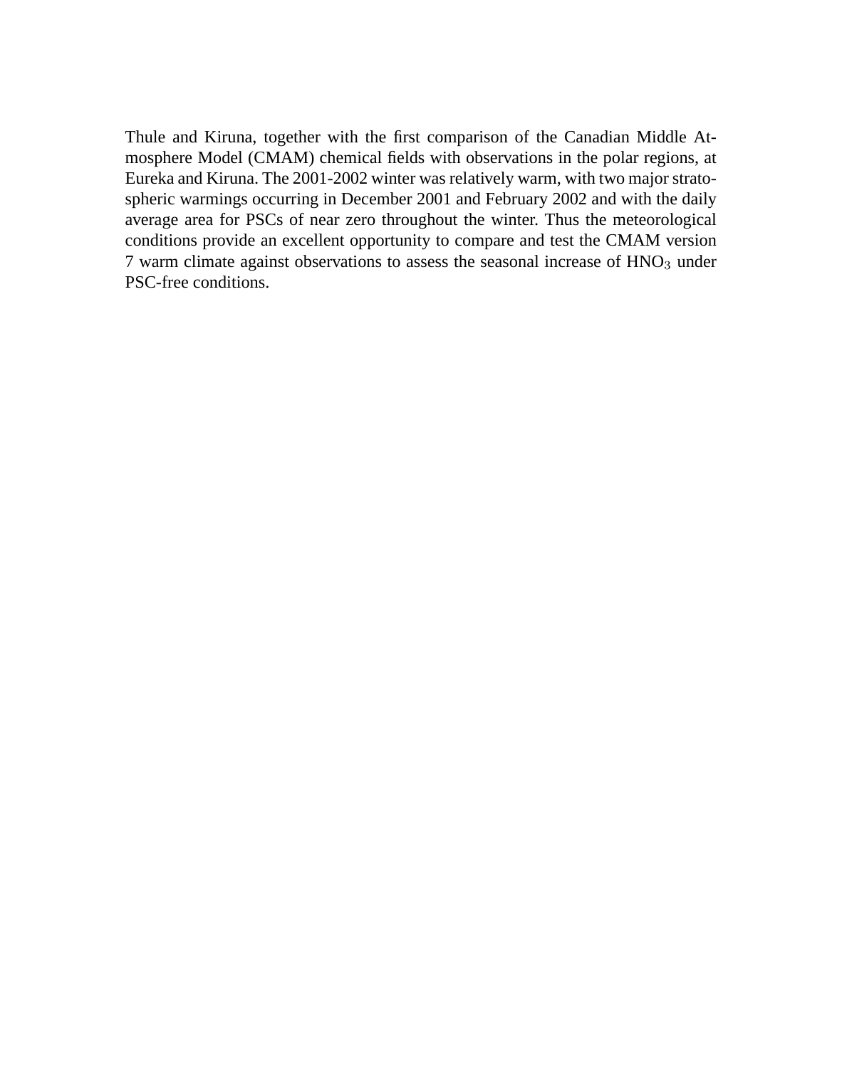Thule and Kiruna, together with the first comparison of the Canadian Middle Atmosphere Model (CMAM) chemical fields with observations in the polar regions, at Eureka and Kiruna. The 2001-2002 winter was relatively warm, with two major stratospheric warmings occurring in December 2001 and February 2002 and with the daily average area for PSCs of near zero throughout the winter. Thus the meteorological conditions provide an excellent opportunity to compare and test the CMAM version 7 warm climate against observations to assess the seasonal increase of $HNO_3$ under PSC-free conditions.